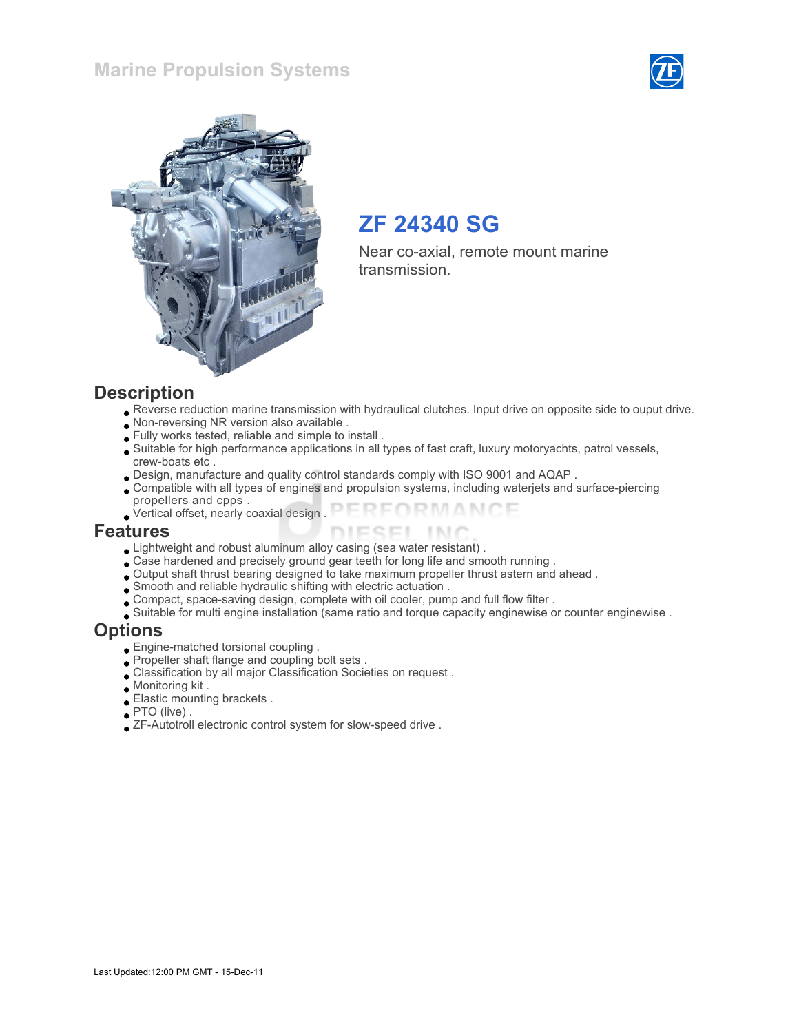# Marine Propulsion Systems

## ZF 24340 SG

Near co-axial, remote mount marine transmission.

## Description

- Reverse reduction marine transmission with hydraulical clutches. Input drive on opposite side to ouput drive.
- Non-reversing NR version also available .
- Fully works tested, reliable and simple to install .
- Suitable for high performance applications in all types of fast craft, luxury motoryachts, patrol vessels, crew-boats etc .
- Design, manufacture and quality control standards comply with ISO 9001 and AQAP .
- Compatible with all types of engines and propulsion systems, including waterjets and surface-piercing propellers and cpps .
- Vertical offset, nearly coaxial design .

## Features

- Lightweight and robust aluminum alloy casing (sea water resistant) .
- Case hardened and precisely ground gear teeth for long life and smooth running .
- Output shaft thrust bearing designed to take maximum propeller thrust astern and ahead .
- Smooth and reliable hydraulic shifting with electric actuation .
- Compact, space-saving design, complete with oil cooler, pump and full flow filter .
- Suitable for multi engine installation (same ratio and torque capacity enginewise or counter enginewise .

## Options

- Engine-matched torsional coupling .
- Propeller shaft flange and coupling bolt sets .
- Classification by all major Classification Societies on request .
- Monitoring kit .
- Elastic mounting brackets .
- PTO (live) .
- ZF-Autotroll electronic control system for slow-speed drive .

Last Updated:12:00 PM GMT - 15-Dec-11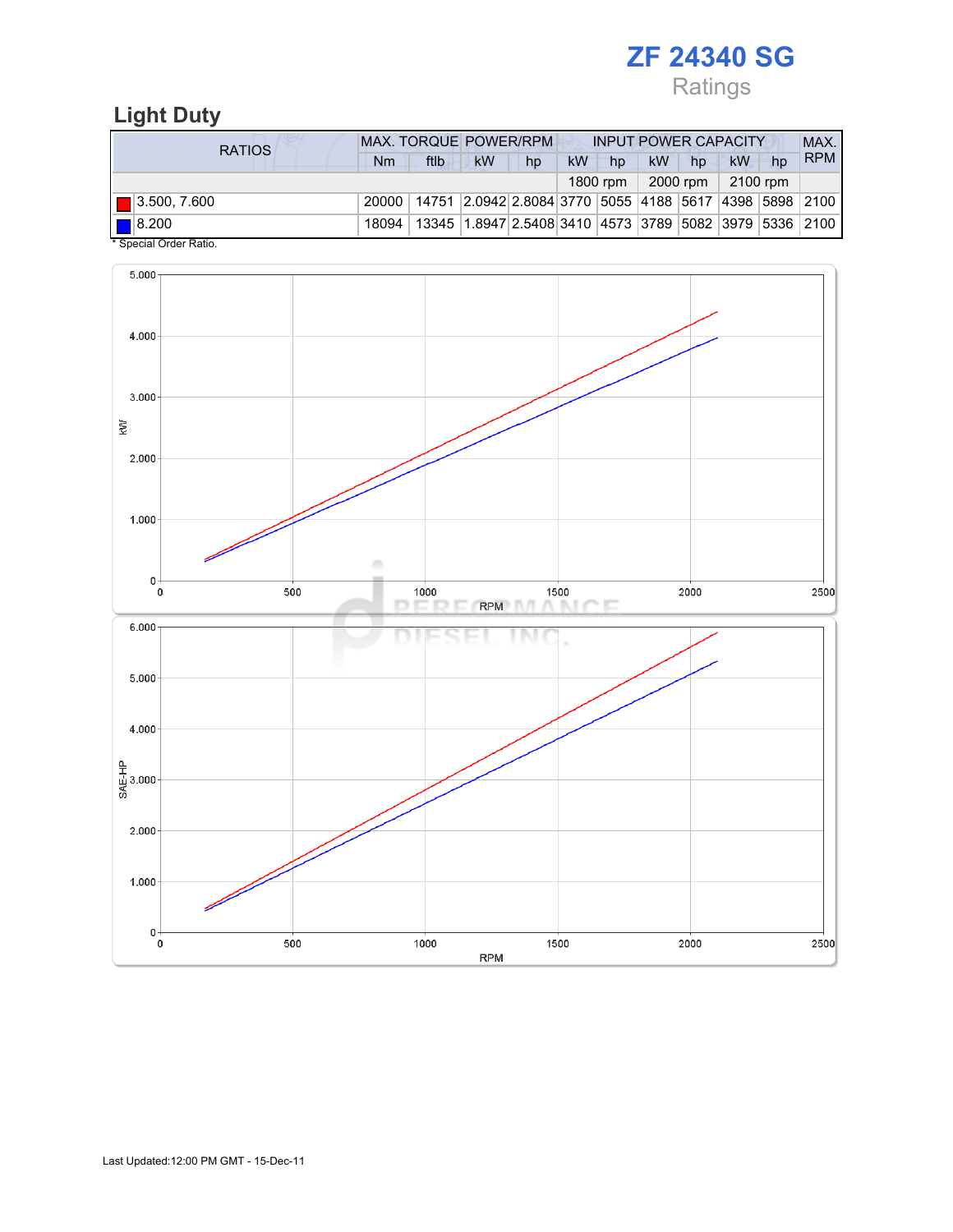# ZF 24340 SG

Ratings

## Light Duty

| RATIOS | MAX. TORQUE | | POWER/RPM | | INPUT POWER CAPACITY | | | | | | MAX. RPM |
|---|---|---|---|---|---|---|---|---|---|---|---|
| | Nm | ftlb | kW | hp | kW | hp | kW | hp | kW | hp | |
| | | | | | 1800 rpm | | 2000 rpm | | 2100 rpm | | |
| 3.500, 7.600 | 20000 | 14751 | 2.0942 | 2.8084 | 3770 | 5055 | 4188 | 5617 | 4398 | 5898 | 2100 |
| 8.200 | 18094 | 13345 | 1.8947 | 2.5408 | 3410 | 4573 | 3789 | 5082 | 3979 | 5336 | 2100 |

* Special Order Ratio.

Last Updated:12:00 PM GMT - 15-Dec-11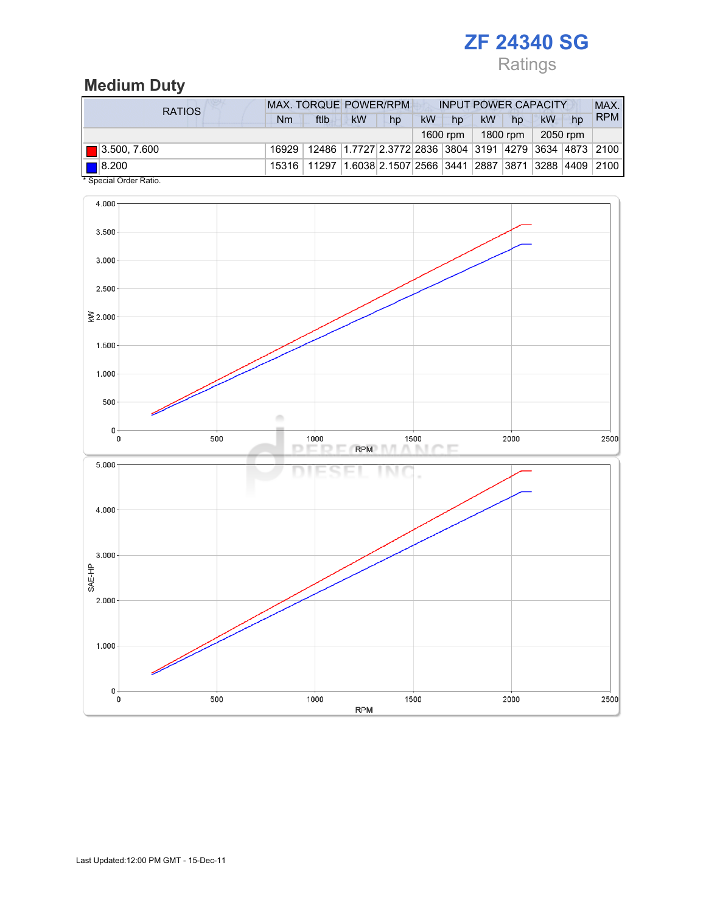# ZF 24340 SG

Ratings

## Medium Duty

| RATIOS | MAX. TORQUE | | POWER/RPM | | INPUT POWER CAPACITY | | | | | | MAX. RPM |
|---|---|---|---|---|---|---|---|---|---|---|---|
| | Nm | ftlb | kW | hp | kW | hp | kW | hp | kW | hp | |
| | | | | | 1600 rpm | | 1800 rpm | | 2050 rpm | | |
| 3.500, 7.600 | 16929 | 12486 | 1.7727 | 2.3772 | 2836 | 3804 | 3191 | 4279 | 3634 | 4873 | 2100 |
| 8.200 | 15316 | 11297 | 1.6038 | 2.1507 | 2566 | 3441 | 2887 | 3871 | 3288 | 4409 | 2100 |

* Special Order Ratio.

Last Updated:12:00 PM GMT - 15-Dec-11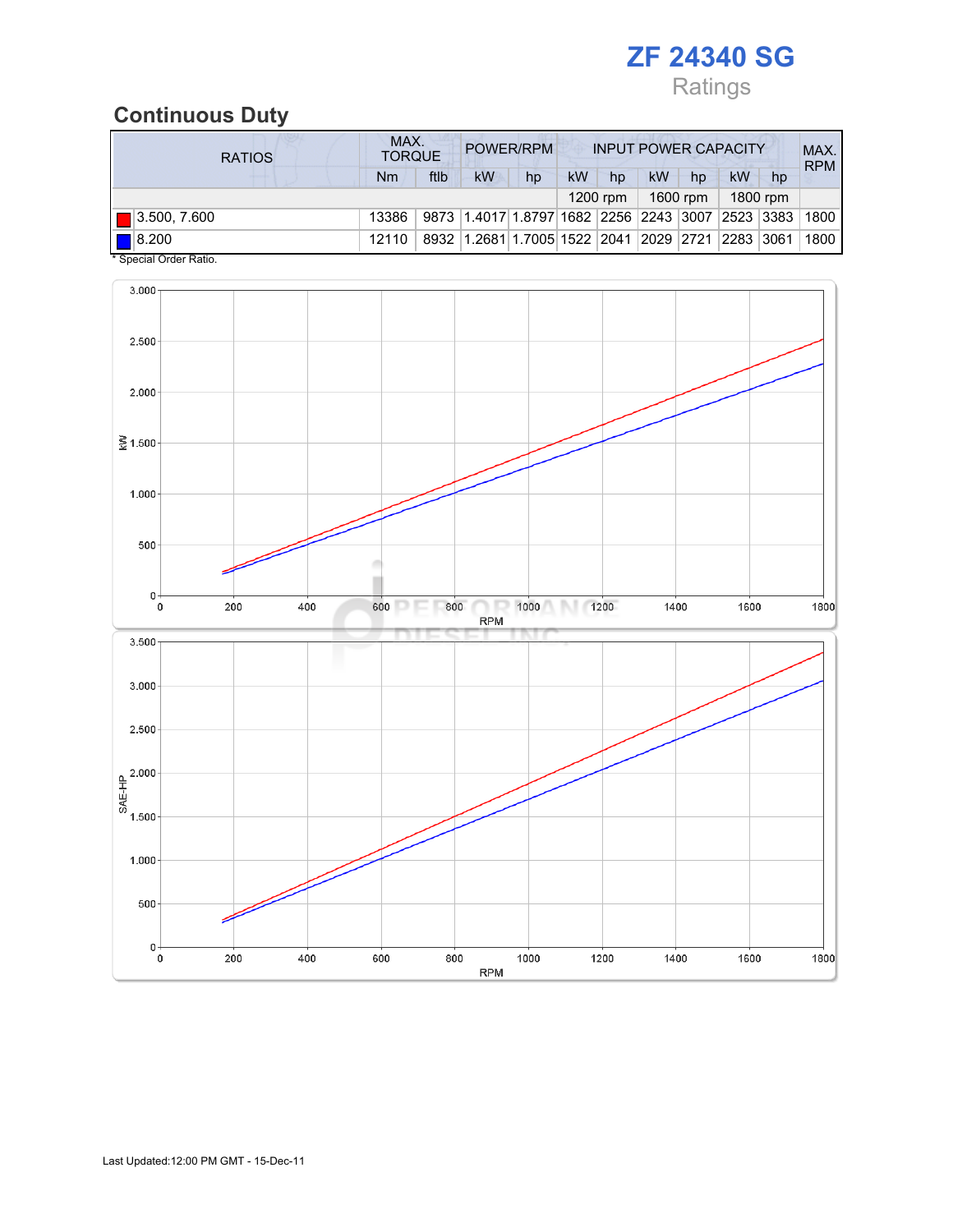# ZF 24340 SG

Ratings

## Continuous Duty

| RATIOS | MAX. TORQUE | | POWER/RPM | | INPUT POWER CAPACITY | | | | | | MAX. RPM |
|---|---|---|---|---|---|---|---|---|---|---|---|
| | Nm | ftlb | kW | hp | kW | hp | kW | hp | kW | hp | |
| | | | | | 1200 rpm | | 1600 rpm | | 1800 rpm | | |
| 3.500, 7.600 | 13386 | 9873 | 1.4017 | 1.8797 | 1682 | 2256 | 2243 | 3007 | 2523 | 3383 | 1800 |
| 8.200 | 12110 | 8932 | 1.2681 | 1.7005 | 1522 | 2041 | 2029 | 2721 | 2283 | 3061 | 1800 |

* Special Order Ratio.

Last Updated:12:00 PM GMT - 15-Dec-11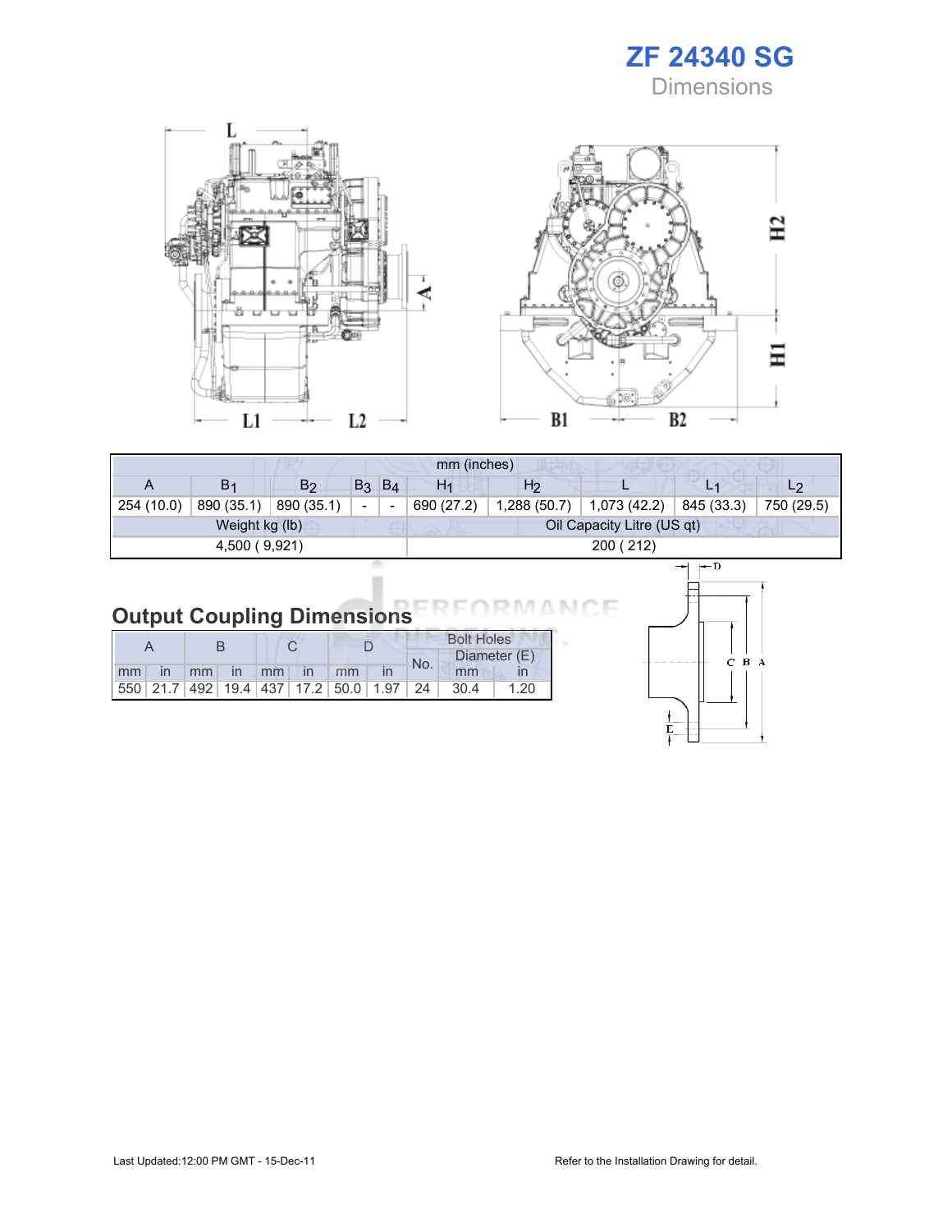# ZF 24340 SG

Dimensions

| mm (inches) | | | | | | | | | |
|---|---|---|---|---|---|---|---|---|---|
| A | $B_1$ | $B_2$ | $B_3$ | $B_4$ | $H_1$ | $H_2$ | L | $L_1$ | $L_2$ |
| 254 (10.0) | 890 (35.1) | 890 (35.1) | - | - | 690 (27.2) | 1,288 (50.7) | 1,073 (42.2) | 845 (33.3) | 750 (29.5) |
| Weight kg (lb) | | | | | Oil Capacity Litre (US qt) | | | | |
| 4,500 ( 9,921) | | | | | 200 ( 212) | | | | |

## Output Coupling Dimensions

| A | | B | | C | | D | | Bolt Holes | | |
|---|---|---|---|---|---|---|---|---|---|---|
| | | | | | | | | No. | Diameter (E) | |
| mm | in | mm | in | mm | in | mm | in | | mm | in |
| 550 | 21.7 | 492 | 19.4 | 437 | 17.2 | 50.0 | 1.97 | 24 | 30.4 | 1.20 |

Last Updated:12:00 PM GMT - 15-Dec-11

Refer to the Installation Drawing for detail.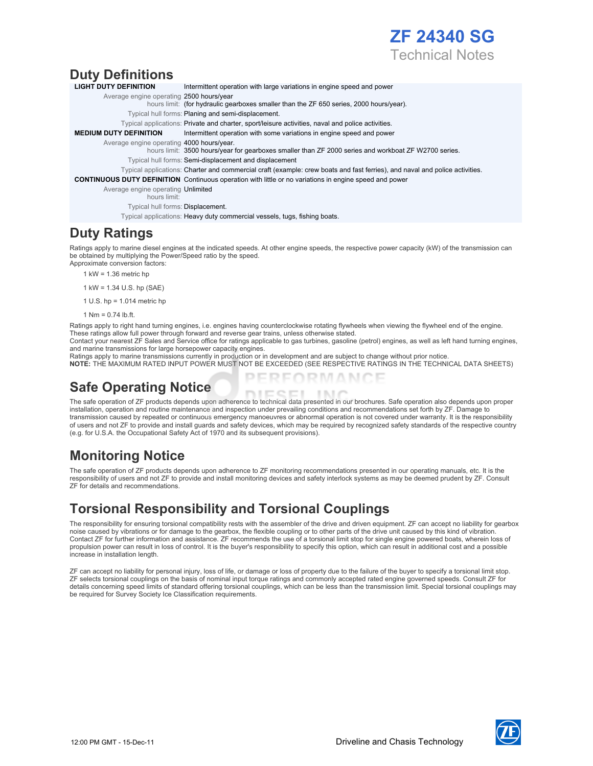# ZF 24340 SG

Technical Notes

## Duty Definitions

| | |
|---|---|
| **LIGHT DUTY DEFINITION** | Intermittent operation with large variations in engine speed and power |
| Average engine operating hours limit: | 2500 hours/year (for hydraulic gearboxes smaller than the ZF 650 series, 2000 hours/year). |
| Typical hull forms: | Planing and semi-displacement. |
| Typical applications: | Private and charter, sport/leisure activities, naval and police activities. |
| **MEDIUM DUTY DEFINITION** | Intermittent operation with some variations in engine speed and power |
| Average engine operating hours limit: | 4000 hours/year. 3500 hours/year for gearboxes smaller than ZF 2000 series and workboat ZF W2700 series. |
| Typical hull forms: | Semi-displacement and displacement |
| Typical applications: | Charter and commercial craft (example: crew boats and fast ferries), and naval and police activities. |
| **CONTINUOUS DUTY DEFINITION** | Continuous operation with little or no variations in engine speed and power |
| Average engine operating hours limit: | Unlimited |
| Typical hull forms: | Displacement. |
| Typical applications: | Heavy duty commercial vessels, tugs, fishing boats. |

## Duty Ratings

Ratings apply to marine diesel engines at the indicated speeds. At other engine speeds, the respective power capacity (kW) of the transmission can be obtained by multiplying the Power/Speed ratio by the speed.
Approximate conversion factors:

1 kW = 1.36 metric hp

1 kW = 1.34 U.S. hp (SAE)

1 U.S. hp = 1.014 metric hp

1 Nm = 0.74 lb.ft.

Ratings apply to right hand turning engines, i.e. engines having counterclockwise rotating flywheels when viewing the flywheel end of the engine. These ratings allow full power through forward and reverse gear trains, unless otherwise stated.
Contact your nearest ZF Sales and Service office for ratings applicable to gas turbines, gasoline (petrol) engines, as well as left hand turning engines, and marine transmissions for large horsepower capacity engines.
Ratings apply to marine transmissions currently in production or in development and are subject to change without prior notice.
**NOTE:** THE MAXIMUM RATED INPUT POWER MUST NOT BE EXCEEDED (SEE RESPECTIVE RATINGS IN THE TECHNICAL DATA SHEETS)

## Safe Operating Notice

The safe operation of ZF products depends upon adherence to technical data presented in our brochures. Safe operation also depends upon proper installation, operation and routine maintenance and inspection under prevailing conditions and recommendations set forth by ZF. Damage to transmission caused by repeated or continuous emergency manoeuvres or abnormal operation is not covered under warranty. It is the responsibility of users and not ZF to provide and install guards and safety devices, which may be required by recognized safety standards of the respective country (e.g. for U.S.A. the Occupational Safety Act of 1970 and its subsequent provisions).

## Monitoring Notice

The safe operation of ZF products depends upon adherence to ZF monitoring recommendations presented in our operating manuals, etc. It is the responsibility of users and not ZF to provide and install monitoring devices and safety interlock systems as may be deemed prudent by ZF. Consult ZF for details and recommendations.

## Torsional Responsibility and Torsional Couplings

The responsibility for ensuring torsional compatibility rests with the assembler of the drive and driven equipment. ZF can accept no liability for gearbox noise caused by vibrations or for damage to the gearbox, the flexible coupling or to other parts of the drive unit caused by this kind of vibration. Contact ZF for further information and assistance. ZF recommends the use of a torsional limit stop for single engine powered boats, wherein loss of propulsion power can result in loss of control. It is the buyer's responsibility to specify this option, which can result in additional cost and a possible increase in installation length.

ZF can accept no liability for personal injury, loss of life, or damage or loss of property due to the failure of the buyer to specify a torsional limit stop. ZF selects torsional couplings on the basis of nominal input torque ratings and commonly accepted rated engine governed speeds. Consult ZF for details concerning speed limits of standard offering torsional couplings, which can be less than the transmission limit. Special torsional couplings may be required for Survey Society Ice Classification requirements.